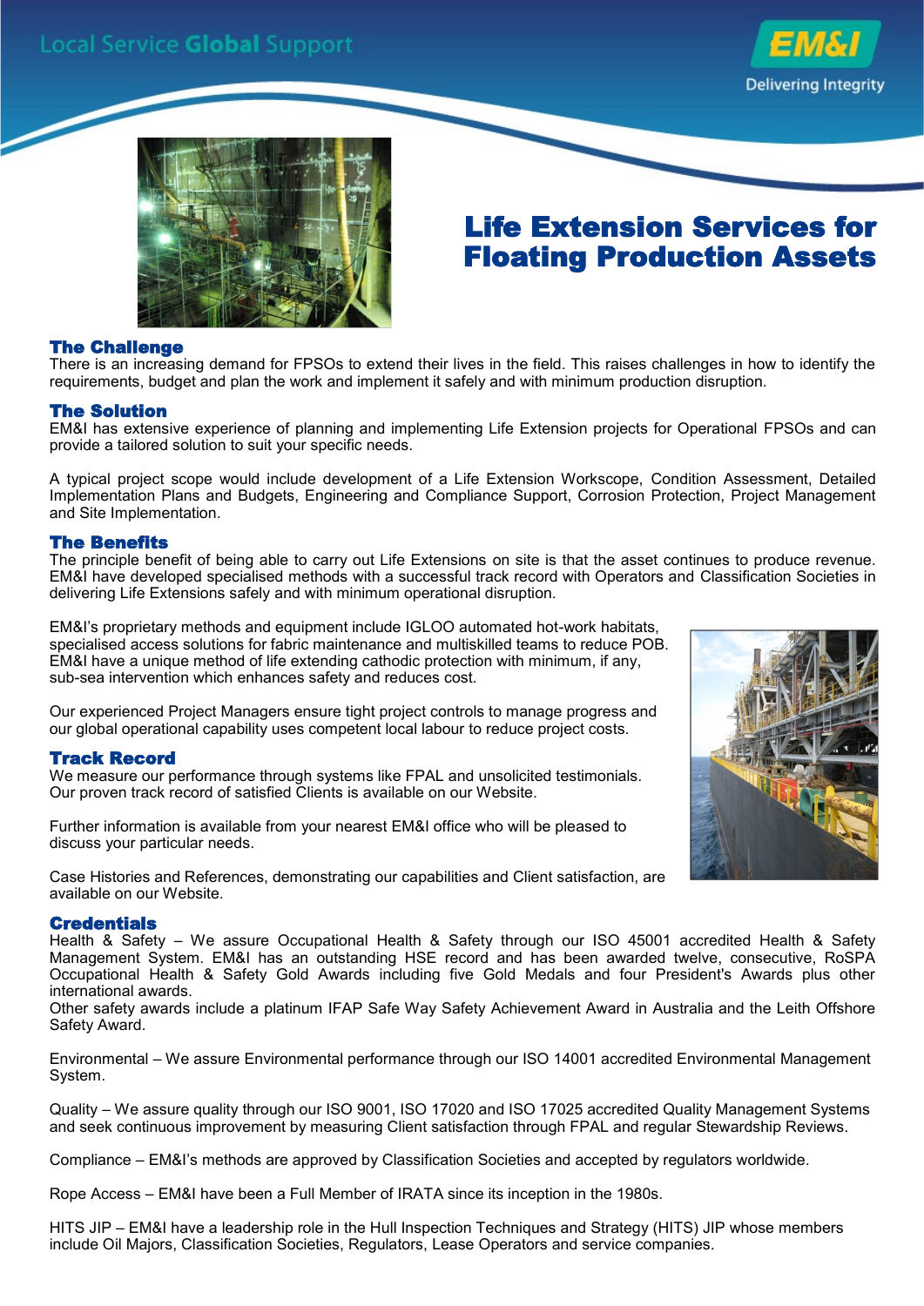Local Service **Global** Support

**EM&I**
Delivering Integrity

# Life Extension Services for Floating Production Assets

## The Challenge

There is an increasing demand for FPSOs to extend their lives in the field. This raises challenges in how to identify the requirements, budget and plan the work and implement it safely and with minimum production disruption.

## The Solution

EM&I has extensive experience of planning and implementing Life Extension projects for Operational FPSOs and can provide a tailored solution to suit your specific needs.

A typical project scope would include development of a Life Extension Workscope, Condition Assessment, Detailed Implementation Plans and Budgets, Engineering and Compliance Support, Corrosion Protection, Project Management and Site Implementation.

## The Benefits

The principle benefit of being able to carry out Life Extensions on site is that the asset continues to produce revenue. EM&I have developed specialised methods with a successful track record with Operators and Classification Societies in delivering Life Extensions safely and with minimum operational disruption.

EM&I's proprietary methods and equipment include IGLOO automated hot-work habitats, specialised access solutions for fabric maintenance and multiskilled teams to reduce POB. EM&I have a unique method of life extending cathodic protection with minimum, if any, sub-sea intervention which enhances safety and reduces cost.

Our experienced Project Managers ensure tight project controls to manage progress and our global operational capability uses competent local labour to reduce project costs.

## Track Record

We measure our performance through systems like FPAL and unsolicited testimonials. Our proven track record of satisfied Clients is available on our Website.

Further information is available from your nearest EM&I office who will be pleased to discuss your particular needs.

Case Histories and References, demonstrating our capabilities and Client satisfaction, are available on our Website.

## Credentials

Health & Safety – We assure Occupational Health & Safety through our ISO 45001 accredited Health & Safety Management System. EM&I has an outstanding HSE record and has been awarded twelve, consecutive, RoSPA Occupational Health & Safety Gold Awards including five Gold Medals and four President's Awards plus other international awards.
Other safety awards include a platinum IFAP Safe Way Safety Achievement Award in Australia and the Leith Offshore Safety Award.

Environmental – We assure Environmental performance through our ISO 14001 accredited Environmental Management System.

Quality – We assure quality through our ISO 9001, ISO 17020 and ISO 17025 accredited Quality Management Systems and seek continuous improvement by measuring Client satisfaction through FPAL and regular Stewardship Reviews.

Compliance – EM&I's methods are approved by Classification Societies and accepted by regulators worldwide.

Rope Access – EM&I have been a Full Member of IRATA since its inception in the 1980s.

HITS JIP – EM&I have a leadership role in the Hull Inspection Techniques and Strategy (HITS) JIP whose members include Oil Majors, Classification Societies, Regulators, Lease Operators and service companies.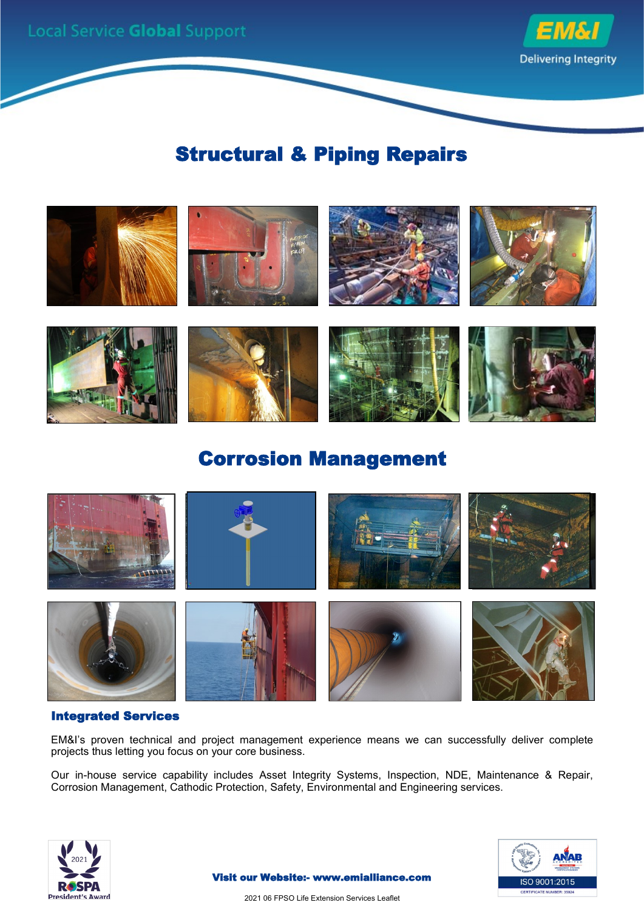Local Service **Global** Support

EM&I Delivering Integrity

# Structural & Piping Repairs

# Corrosion Management

## Integrated Services

EM&I's proven technical and project management experience means we can successfully deliver complete projects thus letting you focus on your core business.

Our in-house service capability includes Asset Integrity Systems, Inspection, NDE, Maintenance & Repair, Corrosion Management, Cathodic Protection, Safety, Environmental and Engineering services.

**Visit our Website:- www.emialliance.com**

2021 06 FPSO Life Extension Services Leaflet